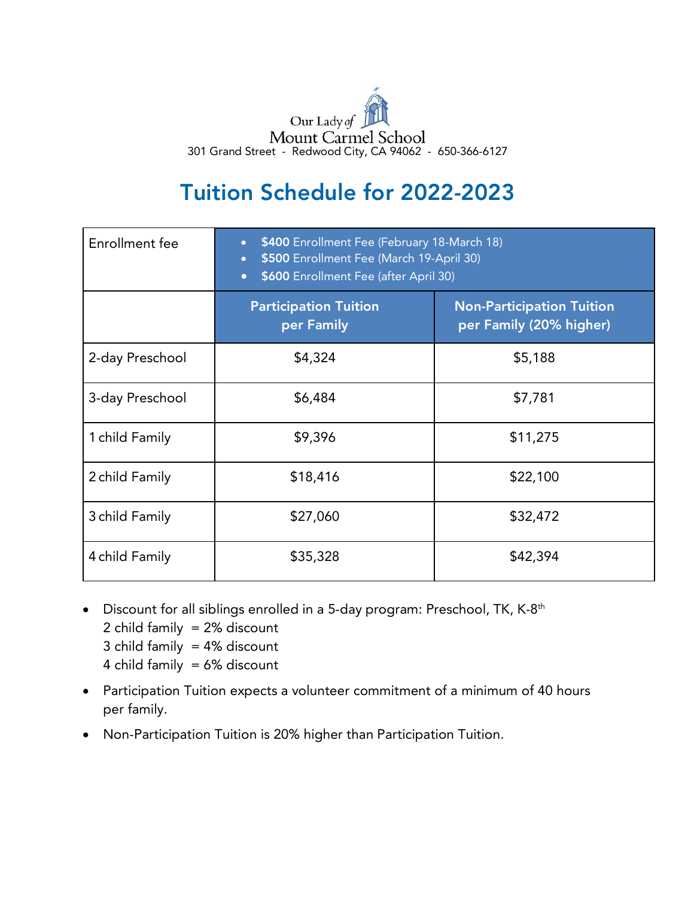Our Lady of Mount Carmel School
301 Grand Street - Redwood City, CA 94062 - 650-366-6127

# Tuition Schedule for 2022-2023

| Enrollment fee | • **$400** Enrollment Fee (February 18-March 18)<br>• **$500** Enrollment Fee (March 19-April 30)<br>• **$600** Enrollment Fee (after April 30) | |
|---|---|---|
| | **Participation Tuition per Family** | **Non-Participation Tuition per Family (20% higher)** |
| 2-day Preschool | $4,324 | $5,188 |
| 3-day Preschool | $6,484 | $7,781 |
| 1 child Family | $9,396 | $11,275 |
| 2 child Family | $18,416 | $22,100 |
| 3 child Family | $27,060 | $32,472 |
| 4 child Family | $35,328 | $42,394 |

- Discount for all siblings enrolled in a 5-day program: Preschool, TK, K-8th
  2 child family = 2% discount
  3 child family = 4% discount
  4 child family = 6% discount
- Participation Tuition expects a volunteer commitment of a minimum of 40 hours per family.
- Non-Participation Tuition is 20% higher than Participation Tuition.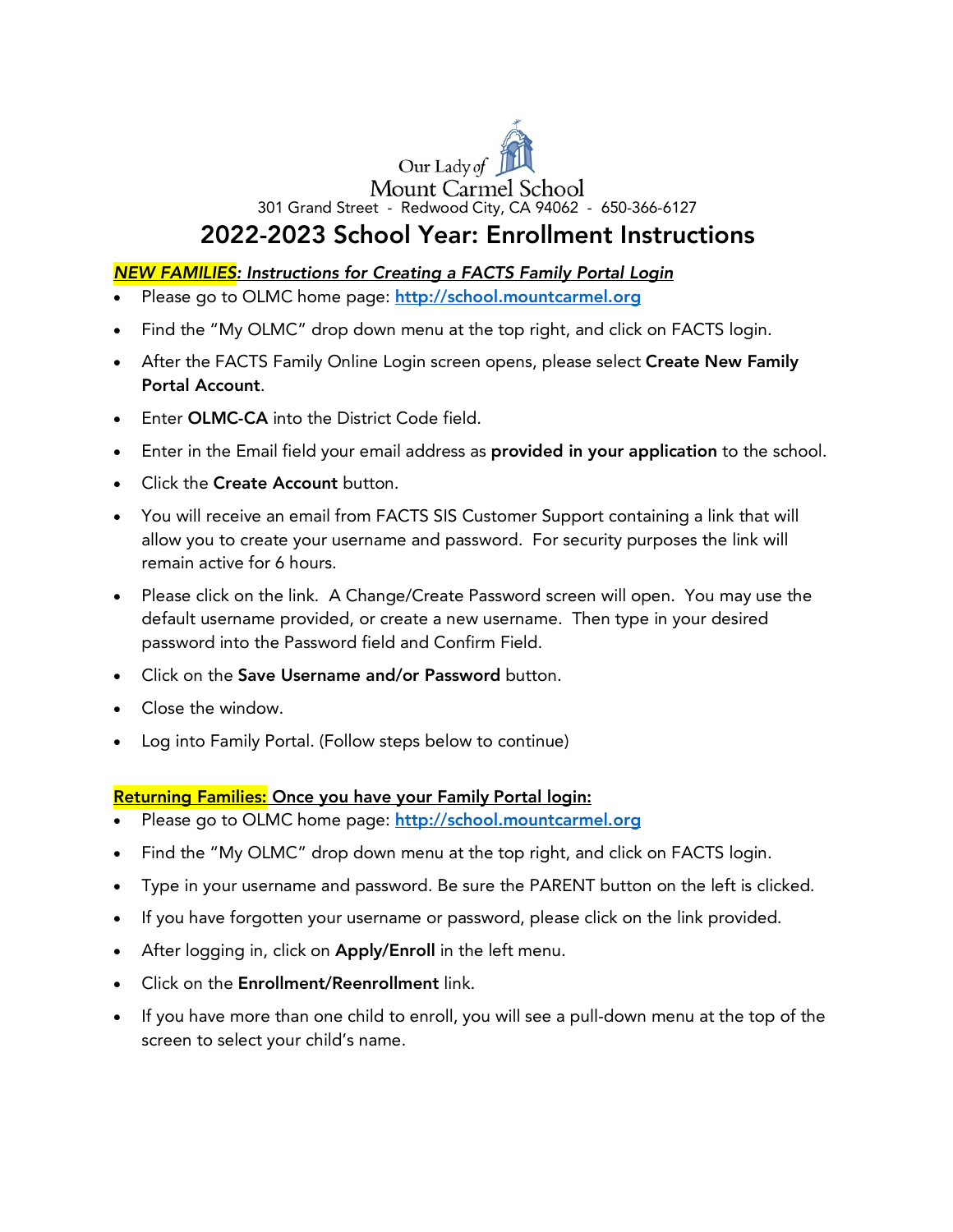Our Lady of
Mount Carmel School
301 Grand Street - Redwood City, CA 94062 - 650-366-6127

# 2022-2023 School Year: Enrollment Instructions

***NEW FAMILIES*: *Instructions for Creating a FACTS Family Portal Login***

- Please go to OLMC home page: [http://school.mountcarmel.org](http://school.mountcarmel.org)
- Find the "My OLMC" drop down menu at the top right, and click on FACTS login.
- After the FACTS Family Online Login screen opens, please select **Create New Family Portal Account**.
- Enter **OLMC-CA** into the District Code field.
- Enter in the Email field your email address as **provided in your application** to the school.
- Click the **Create Account** button.
- You will receive an email from FACTS SIS Customer Support containing a link that will allow you to create your username and password. For security purposes the link will remain active for 6 hours.
- Please click on the link. A Change/Create Password screen will open. You may use the default username provided, or create a new username. Then type in your desired password into the Password field and Confirm Field.
- Click on the **Save Username and/or Password** button.
- Close the window.
- Log into Family Portal. (Follow steps below to continue)

**Returning Families: Once you have your Family Portal login:**

- Please go to OLMC home page: [http://school.mountcarmel.org](http://school.mountcarmel.org)
- Find the "My OLMC" drop down menu at the top right, and click on FACTS login.
- Type in your username and password. Be sure the PARENT button on the left is clicked.
- If you have forgotten your username or password, please click on the link provided.
- After logging in, click on **Apply/Enroll** in the left menu.
- Click on the **Enrollment/Reenrollment** link.
- If you have more than one child to enroll, you will see a pull-down menu at the top of the screen to select your child's name.